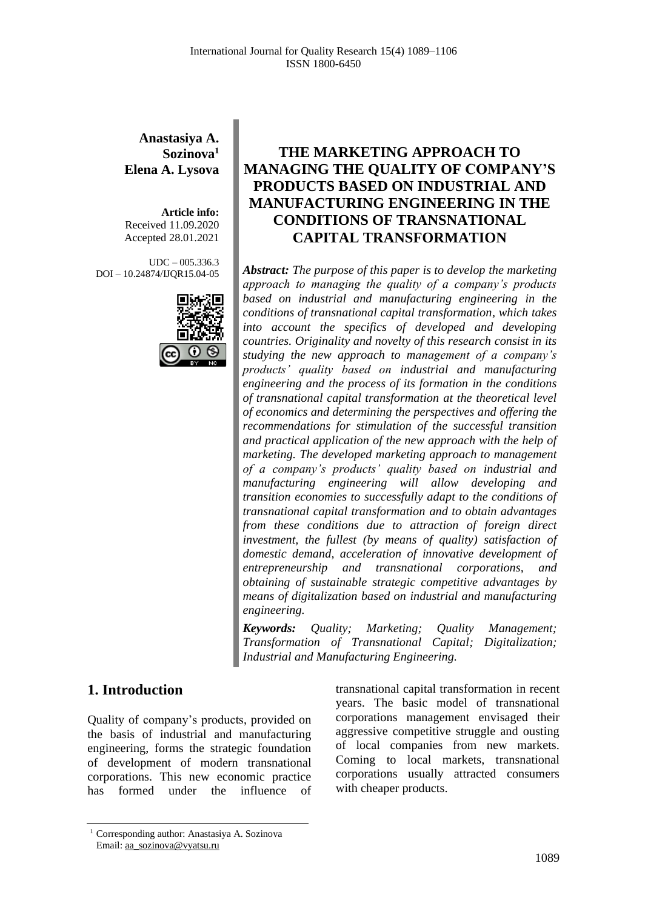**Anastasiya A. Sozinova**[1]
**Elena A. Lysova**

**Article info:**
Received 11.09.2020
Accepted 28.01.2021

UDC – 005.336.3
DOI – 10.24874/IJQR15.04-05

# THE MARKETING APPROACH TO MANAGING THE QUALITY OF COMPANY'S PRODUCTS BASED ON INDUSTRIAL AND MANUFACTURING ENGINEERING IN THE CONDITIONS OF TRANSNATIONAL CAPITAL TRANSFORMATION

***Abstract:*** *The purpose of this paper is to develop the marketing approach to managing the quality of a company's products based on industrial and manufacturing engineering in the conditions of transnational capital transformation, which takes into account the specifics of developed and developing countries. Originality and novelty of this research consist in its studying the new approach to management of a company's products' quality based on industrial and manufacturing engineering and the process of its formation in the conditions of transnational capital transformation at the theoretical level of economics and determining the perspectives and offering the recommendations for stimulation of the successful transition and practical application of the new approach with the help of marketing. The developed marketing approach to management of a company's products' quality based on industrial and manufacturing engineering will allow developing and transition economies to successfully adapt to the conditions of transnational capital transformation and to obtain advantages from these conditions due to attraction of foreign direct investment, the fullest (by means of quality) satisfaction of domestic demand, acceleration of innovative development of entrepreneurship and transnational corporations, and obtaining of sustainable strategic competitive advantages by means of digitalization based on industrial and manufacturing engineering.*

***Keywords:*** *Quality; Marketing; Quality Management; Transformation of Transnational Capital; Digitalization; Industrial and Manufacturing Engineering.*

## 1. Introduction

Quality of company's products, provided on the basis of industrial and manufacturing engineering, forms the strategic foundation of development of modern transnational corporations. This new economic practice has formed under the influence of transnational capital transformation in recent years. The basic model of transnational corporations management envisaged their aggressive competitive struggle and ousting of local companies from new markets. Coming to local markets, transnational corporations usually attracted consumers with cheaper products.

---

[1] Corresponding author: Anastasiya A. Sozinova
Email: aa_sozinova@vyatsu.ru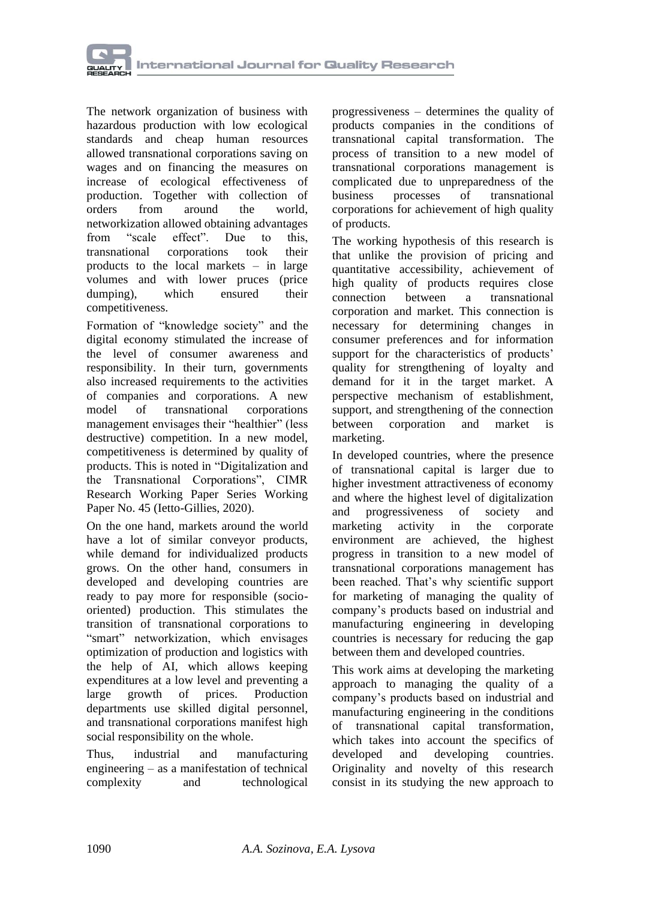The network organization of business with hazardous production with low ecological standards and cheap human resources allowed transnational corporations saving on wages and on financing the measures on increase of ecological effectiveness of production. Together with collection of orders from around the world, networkization allowed obtaining advantages from "scale effect". Due to this, transnational corporations took their products to the local markets – in large volumes and with lower pruces (price dumping), which ensured their competitiveness.

Formation of "knowledge society" and the digital economy stimulated the increase of the level of consumer awareness and responsibility. In their turn, governments also increased requirements to the activities of companies and corporations. A new model of transnational corporations management envisages their "healthier" (less destructive) competition. In a new model, competitiveness is determined by quality of products. This is noted in "Digitalization and the Transnational Corporations", CIMR Research Working Paper Series Working Paper No. 45 (Ietto-Gillies, 2020).

On the one hand, markets around the world have a lot of similar conveyor products, while demand for individualized products grows. On the other hand, consumers in developed and developing countries are ready to pay more for responsible (socio-oriented) production. This stimulates the transition of transnational corporations to "smart" networkization, which envisages optimization of production and logistics with the help of AI, which allows keeping expenditures at a low level and preventing a large growth of prices. Production departments use skilled digital personnel, and transnational corporations manifest high social responsibility on the whole.

Thus, industrial and manufacturing engineering – as a manifestation of technical complexity and technological progressiveness – determines the quality of products companies in the conditions of transnational capital transformation. The process of transition to a new model of transnational corporations management is complicated due to unpreparedness of the business processes of transnational corporations for achievement of high quality of products.

The working hypothesis of this research is that unlike the provision of pricing and quantitative accessibility, achievement of high quality of products requires close connection between a transnational corporation and market. This connection is necessary for determining changes in consumer preferences and for information support for the characteristics of products' quality for strengthening of loyalty and demand for it in the target market. A perspective mechanism of establishment, support, and strengthening of the connection between corporation and market is marketing.

In developed countries, where the presence of transnational capital is larger due to higher investment attractiveness of economy and where the highest level of digitalization and progressiveness of society and marketing activity in the corporate environment are achieved, the highest progress in transition to a new model of transnational corporations management has been reached. That's why scientific support for marketing of managing the quality of company's products based on industrial and manufacturing engineering in developing countries is necessary for reducing the gap between them and developed countries.

This work aims at developing the marketing approach to managing the quality of a company's products based on industrial and manufacturing engineering in the conditions of transnational capital transformation, which takes into account the specifics of developed and developing countries. Originality and novelty of this research consist in its studying the new approach to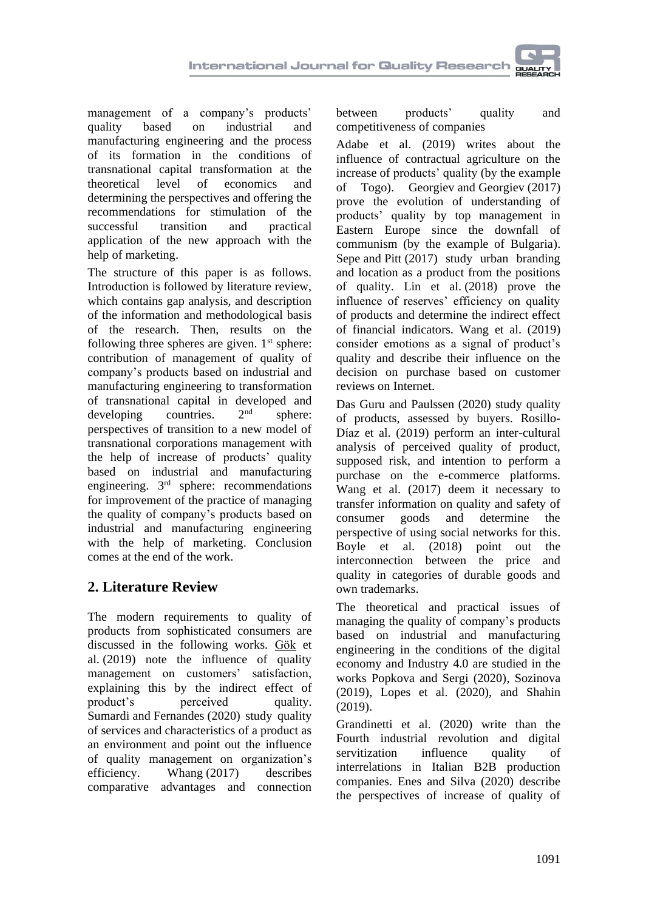management of a company's products' quality based on industrial and manufacturing engineering and the process of its formation in the conditions of transnational capital transformation at the theoretical level of economics and determining the perspectives and offering the recommendations for stimulation of the successful transition and practical application of the new approach with the help of marketing.

The structure of this paper is as follows. Introduction is followed by literature review, which contains gap analysis, and description of the information and methodological basis of the research. Then, results on the following three spheres are given. 1st sphere: contribution of management of quality of company's products based on industrial and manufacturing engineering to transformation of transnational capital in developed and developing countries. 2nd sphere: perspectives of transition to a new model of transnational corporations management with the help of increase of products' quality based on industrial and manufacturing engineering. 3rd sphere: recommendations for improvement of the practice of managing the quality of company's products based on industrial and manufacturing engineering with the help of marketing. Conclusion comes at the end of the work.

## 2. Literature Review

The modern requirements to quality of products from sophisticated consumers are discussed in the following works. Gök et al. (2019) note the influence of quality management on customers' satisfaction, explaining this by the indirect effect of product's perceived quality. Sumardi and Fernandes (2020) study quality of services and characteristics of a product as an environment and point out the influence of quality management on organization's efficiency. Whang (2017) describes comparative advantages and connection between products' quality and competitiveness of companies

Adabe et al. (2019) writes about the influence of contractual agriculture on the increase of products' quality (by the example of Togo). Georgiev and Georgiev (2017) prove the evolution of understanding of products' quality by top management in Eastern Europe since the downfall of communism (by the example of Bulgaria). Sepe and Pitt (2017) study urban branding and location as a product from the positions of quality. Lin et al. (2018) prove the influence of reserves' efficiency on quality of products and determine the indirect effect of financial indicators. Wang et al. (2019) consider emotions as a signal of product's quality and describe their influence on the decision on purchase based on customer reviews on Internet.

Das Guru and Paulssen (2020) study quality of products, assessed by buyers. Rosillo-Díaz et al. (2019) perform an inter-cultural analysis of perceived quality of product, supposed risk, and intention to perform a purchase on the e-commerce platforms. Wang et al. (2017) deem it necessary to transfer information on quality and safety of consumer goods and determine the perspective of using social networks for this. Boyle et al. (2018) point out the interconnection between the price and quality in categories of durable goods and own trademarks.

The theoretical and practical issues of managing the quality of company's products based on industrial and manufacturing engineering in the conditions of the digital economy and Industry 4.0 are studied in the works Popkova and Sergi (2020), Sozinova (2019), Lopes et al. (2020), and Shahin (2019).

Grandinetti et al. (2020) write than the Fourth industrial revolution and digital servitization influence quality of interrelations in Italian B2B production companies. Enes and Silva (2020) describe the perspectives of increase of quality of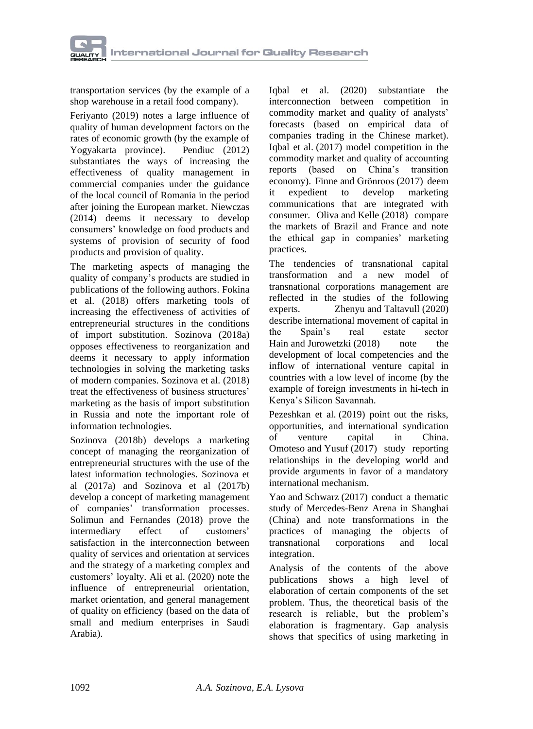transportation services (by the example of a shop warehouse in a retail food company).

Feriyanto (2019) notes a large influence of quality of human development factors on the rates of economic growth (by the example of Yogyakarta province). Pendiuc (2012) substantiates the ways of increasing the effectiveness of quality management in commercial companies under the guidance of the local council of Romania in the period after joining the European market. Niewczas (2014) deems it necessary to develop consumers' knowledge on food products and systems of provision of security of food products and provision of quality.

The marketing aspects of managing the quality of company's products are studied in publications of the following authors. Fokina et al. (2018) offers marketing tools of increasing the effectiveness of activities of entrepreneurial structures in the conditions of import substitution. Sozinova (2018a) opposes effectiveness to reorganization and deems it necessary to apply information technologies in solving the marketing tasks of modern companies. Sozinova et al. (2018) treat the effectiveness of business structures' marketing as the basis of import substitution in Russia and note the important role of information technologies.

Sozinova (2018b) develops a marketing concept of managing the reorganization of entrepreneurial structures with the use of the latest information technologies. Sozinova et al (2017a) and Sozinova et al (2017b) develop a concept of marketing management of companies' transformation processes. Solimun and Fernandes (2018) prove the intermediary effect of customers' satisfaction in the interconnection between quality of services and orientation at services and the strategy of a marketing complex and customers' loyalty. Ali et al. (2020) note the influence of entrepreneurial orientation, market orientation, and general management of quality on efficiency (based on the data of small and medium enterprises in Saudi Arabia).

Iqbal et al. (2020) substantiate the interconnection between competition in commodity market and quality of analysts' forecasts (based on empirical data of companies trading in the Chinese market). Iqbal et al. (2017) model competition in the commodity market and quality of accounting reports (based on China's transition economy). Finne and Grönroos (2017) deem it expedient to develop marketing communications that are integrated with consumer. Oliva and Kelle (2018) compare the markets of Brazil and France and note the ethical gap in companies' marketing practices.

The tendencies of transnational capital transformation and a new model of transnational corporations management are reflected in the studies of the following experts. Zhenyu and Taltavull (2020) describe international movement of capital in the Spain's real estate sector Hain and Jurowetzki (2018) note the development of local competencies and the inflow of international venture capital in countries with a low level of income (by the example of foreign investments in hi-tech in Kenya's Silicon Savannah.

Pezeshkan et al. (2019) point out the risks, opportunities, and international syndication of venture capital in China. Omoteso and Yusuf (2017) study reporting relationships in the developing world and provide arguments in favor of a mandatory international mechanism.

Yao and Schwarz (2017) conduct a thematic study of Mercedes-Benz Arena in Shanghai (China) and note transformations in the practices of managing the objects of transnational corporations and local integration.

Analysis of the contents of the above publications shows a high level of elaboration of certain components of the set problem. Thus, the theoretical basis of the research is reliable, but the problem's elaboration is fragmentary. Gap analysis shows that specifics of using marketing in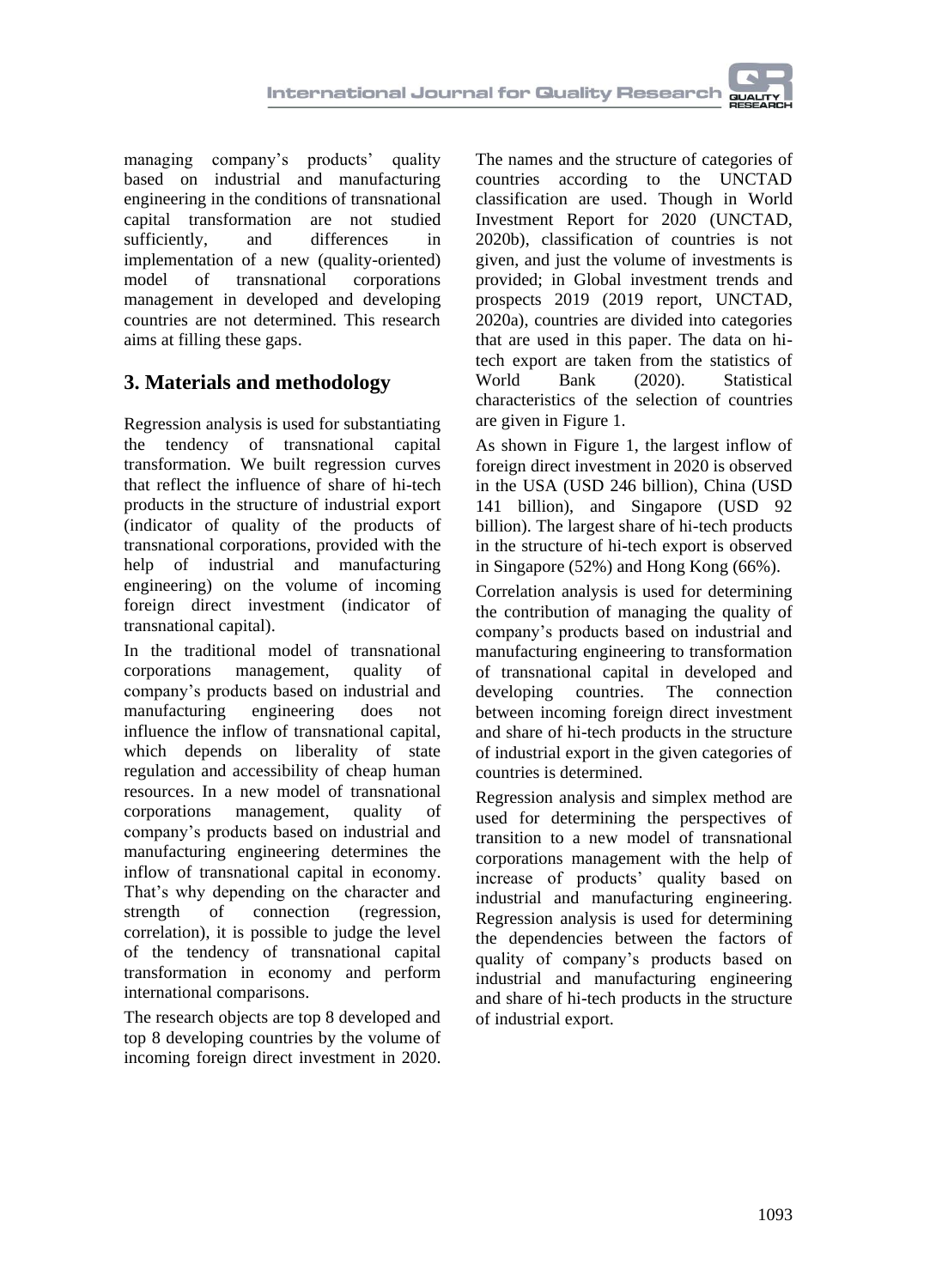managing company's products' quality based on industrial and manufacturing engineering in the conditions of transnational capital transformation are not studied sufficiently, and differences in implementation of a new (quality-oriented) model of transnational corporations management in developed and developing countries are not determined. This research aims at filling these gaps.

## 3. Materials and methodology

Regression analysis is used for substantiating the tendency of transnational capital transformation. We built regression curves that reflect the influence of share of hi-tech products in the structure of industrial export (indicator of quality of the products of transnational corporations, provided with the help of industrial and manufacturing engineering) on the volume of incoming foreign direct investment (indicator of transnational capital).

In the traditional model of transnational corporations management, quality of company's products based on industrial and manufacturing engineering does not influence the inflow of transnational capital, which depends on liberality of state regulation and accessibility of cheap human resources. In a new model of transnational corporations management, quality of company's products based on industrial and manufacturing engineering determines the inflow of transnational capital in economy. That's why depending on the character and strength of connection (regression, correlation), it is possible to judge the level of the tendency of transnational capital transformation in economy and perform international comparisons.

The research objects are top 8 developed and top 8 developing countries by the volume of incoming foreign direct investment in 2020. The names and the structure of categories of countries according to the UNCTAD classification are used. Though in World Investment Report for 2020 (UNCTAD, 2020b), classification of countries is not given, and just the volume of investments is provided; in Global investment trends and prospects 2019 (2019 report, UNCTAD, 2020a), countries are divided into categories that are used in this paper. The data on hi-tech export are taken from the statistics of World Bank (2020). Statistical characteristics of the selection of countries are given in Figure 1.

As shown in Figure 1, the largest inflow of foreign direct investment in 2020 is observed in the USA (USD 246 billion), China (USD 141 billion), and Singapore (USD 92 billion). The largest share of hi-tech products in the structure of hi-tech export is observed in Singapore (52%) and Hong Kong (66%).

Correlation analysis is used for determining the contribution of managing the quality of company's products based on industrial and manufacturing engineering to transformation of transnational capital in developed and developing countries. The connection between incoming foreign direct investment and share of hi-tech products in the structure of industrial export in the given categories of countries is determined.

Regression analysis and simplex method are used for determining the perspectives of transition to a new model of transnational corporations management with the help of increase of products' quality based on industrial and manufacturing engineering. Regression analysis is used for determining the dependencies between the factors of quality of company's products based on industrial and manufacturing engineering and share of hi-tech products in the structure of industrial export.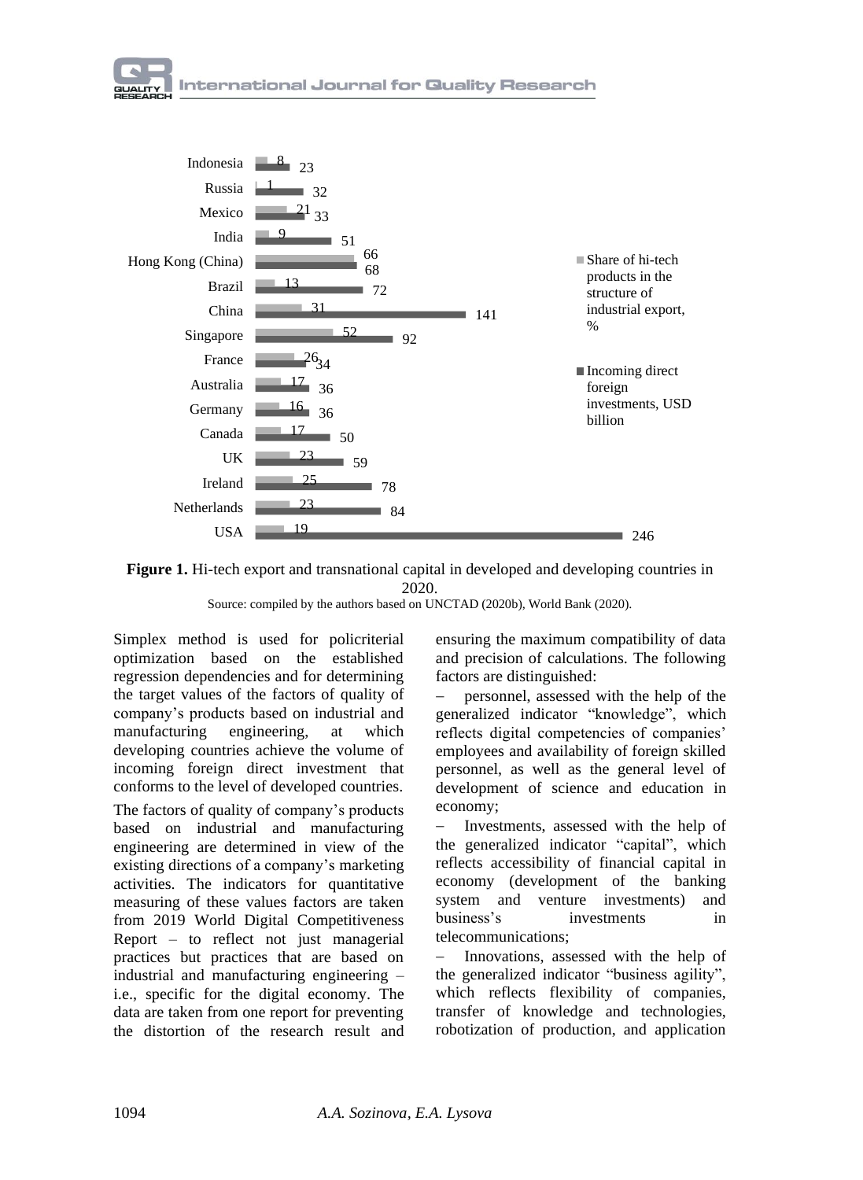| Country | Share of hi-tech products in the structure of industrial export, % | Incoming direct foreign investments, USD billion |
|---|---|---|
| Indonesia | 8 | 23 |
| Russia | 1 | 32 |
| Mexico | 21 | 33 |
| India | 9 | 51 |
| Hong Kong (China) | 66 | 68 |
| Brazil | 13 | 72 |
| China | 31 | 141 |
| Singapore | 52 | 92 |
| France | 26 | 34 |
| Australia | 17 | 36 |
| Germany | 16 | 36 |
| Canada | 17 | 50 |
| UK | 23 | 59 |
| Ireland | 25 | 78 |
| Netherlands | 23 | 84 |
| USA | 19 | 246 |

**Figure 1.** Hi-tech export and transnational capital in developed and developing countries in 2020.

Source: compiled by the authors based on UNCTAD (2020b), World Bank (2020).

Simplex method is used for policriterial optimization based on the established regression dependencies and for determining the target values of the factors of quality of company's products based on industrial and manufacturing engineering, at which developing countries achieve the volume of incoming foreign direct investment that conforms to the level of developed countries.

The factors of quality of company's products based on industrial and manufacturing engineering are determined in view of the existing directions of a company's marketing activities. The indicators for quantitative measuring of these values factors are taken from 2019 World Digital Competitiveness Report – to reflect not just managerial practices but practices that are based on industrial and manufacturing engineering – i.e., specific for the digital economy. The data are taken from one report for preventing the distortion of the research result and ensuring the maximum compatibility of data and precision of calculations. The following factors are distinguished:

- personnel, assessed with the help of the generalized indicator "knowledge", which reflects digital competencies of companies' employees and availability of foreign skilled personnel, as well as the general level of development of science and education in economy;
- Investments, assessed with the help of the generalized indicator "capital", which reflects accessibility of financial capital in economy (development of the banking system and venture investments) and business's investments in telecommunications;
- Innovations, assessed with the help of the generalized indicator "business agility", which reflects flexibility of companies, transfer of knowledge and technologies, robotization of production, and application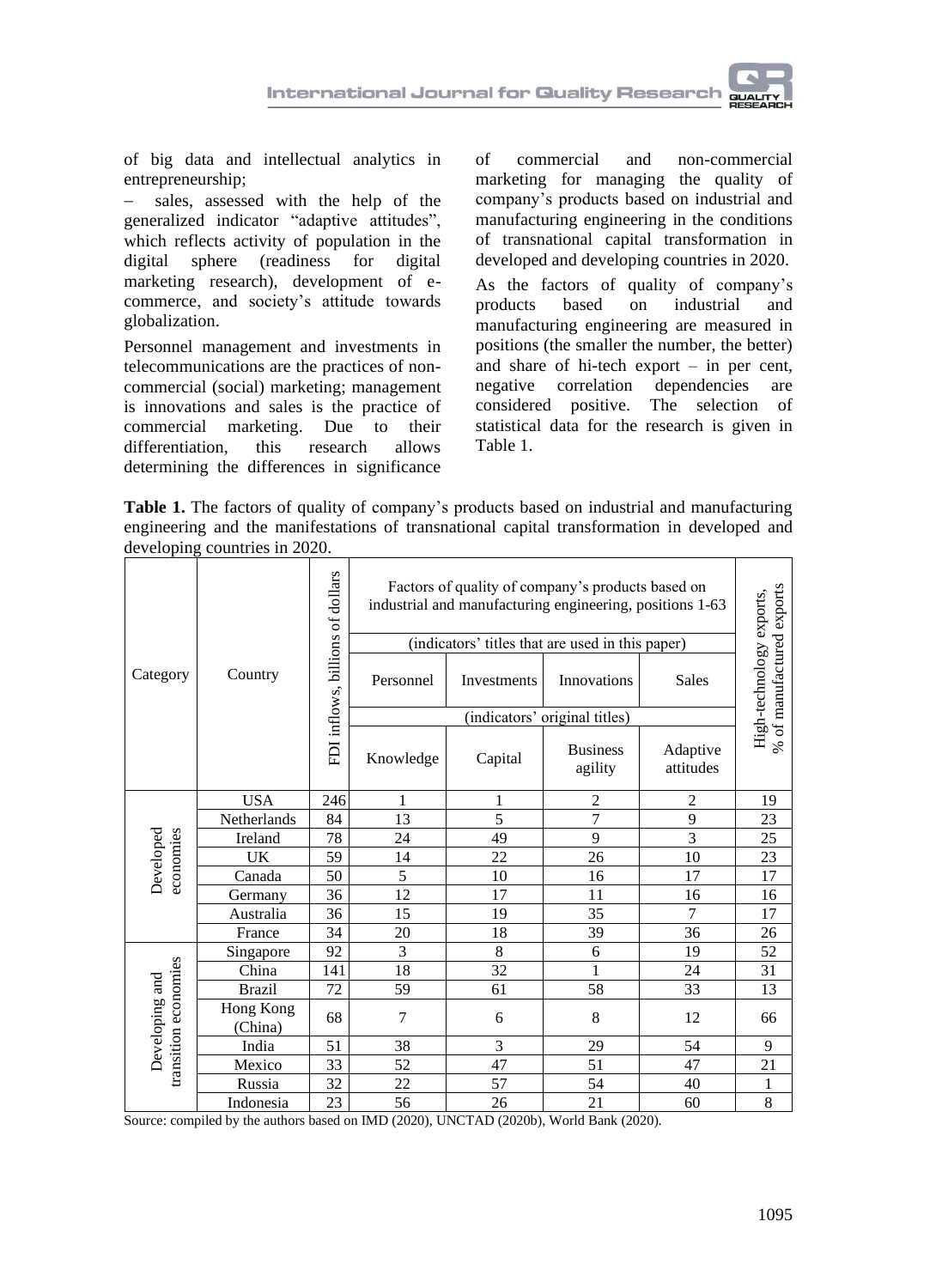of big data and intellectual analytics in entrepreneurship;

– sales, assessed with the help of the generalized indicator "adaptive attitudes", which reflects activity of population in the digital sphere (readiness for digital marketing research), development of e-commerce, and society's attitude towards globalization.

Personnel management and investments in telecommunications are the practices of non-commercial (social) marketing; management is innovations and sales is the practice of commercial marketing. Due to their differentiation, this research allows determining the differences in significance of commercial and non-commercial marketing for managing the quality of company's products based on industrial and manufacturing engineering in the conditions of transnational capital transformation in developed and developing countries in 2020.

As the factors of quality of company's products based on industrial and manufacturing engineering are measured in positions (the smaller the number, the better) and share of hi-tech export – in per cent, negative correlation dependencies are considered positive. The selection of statistical data for the research is given in Table 1.

**Table 1.** The factors of quality of company's products based on industrial and manufacturing engineering and the manifestations of transnational capital transformation in developed and developing countries in 2020.

| Category | Country | FDI inflows, billions of dollars | Factors of quality of company's products based on industrial and manufacturing engineering, positions 1-63 | | | | High-technology exports, % of manufactured exports |
|---|---|---|---|---|---|---|---|
| | | | (indicators' titles that are used in this paper) | | | | |
| | | | Personnel | Investments | Innovations | Sales | |
| | | | (indicators' original titles) | | | | |
| | | | Knowledge | Capital | Business agility | Adaptive attitudes | |
| Developed economies | USA | 246 | 1 | 1 | 2 | 2 | 19 |
| | Netherlands | 84 | 13 | 5 | 7 | 9 | 23 |
| | Ireland | 78 | 24 | 49 | 9 | 3 | 25 |
| | UK | 59 | 14 | 22 | 26 | 10 | 23 |
| | Canada | 50 | 5 | 10 | 16 | 17 | 17 |
| | Germany | 36 | 12 | 17 | 11 | 16 | 16 |
| | Australia | 36 | 15 | 19 | 35 | 7 | 17 |
| | France | 34 | 20 | 18 | 39 | 36 | 26 |
| Developing and transition economies | Singapore | 92 | 3 | 8 | 6 | 19 | 52 |
| | China | 141 | 18 | 32 | 1 | 24 | 31 |
| | Brazil | 72 | 59 | 61 | 58 | 33 | 13 |
| | Hong Kong (China) | 68 | 7 | 6 | 8 | 12 | 66 |
| | India | 51 | 38 | 3 | 29 | 54 | 9 |
| | Mexico | 33 | 52 | 47 | 51 | 47 | 21 |
| | Russia | 32 | 22 | 57 | 54 | 40 | 1 |
| | Indonesia | 23 | 56 | 26 | 21 | 60 | 8 |

Source: compiled by the authors based on IMD (2020), UNCTAD (2020b), World Bank (2020).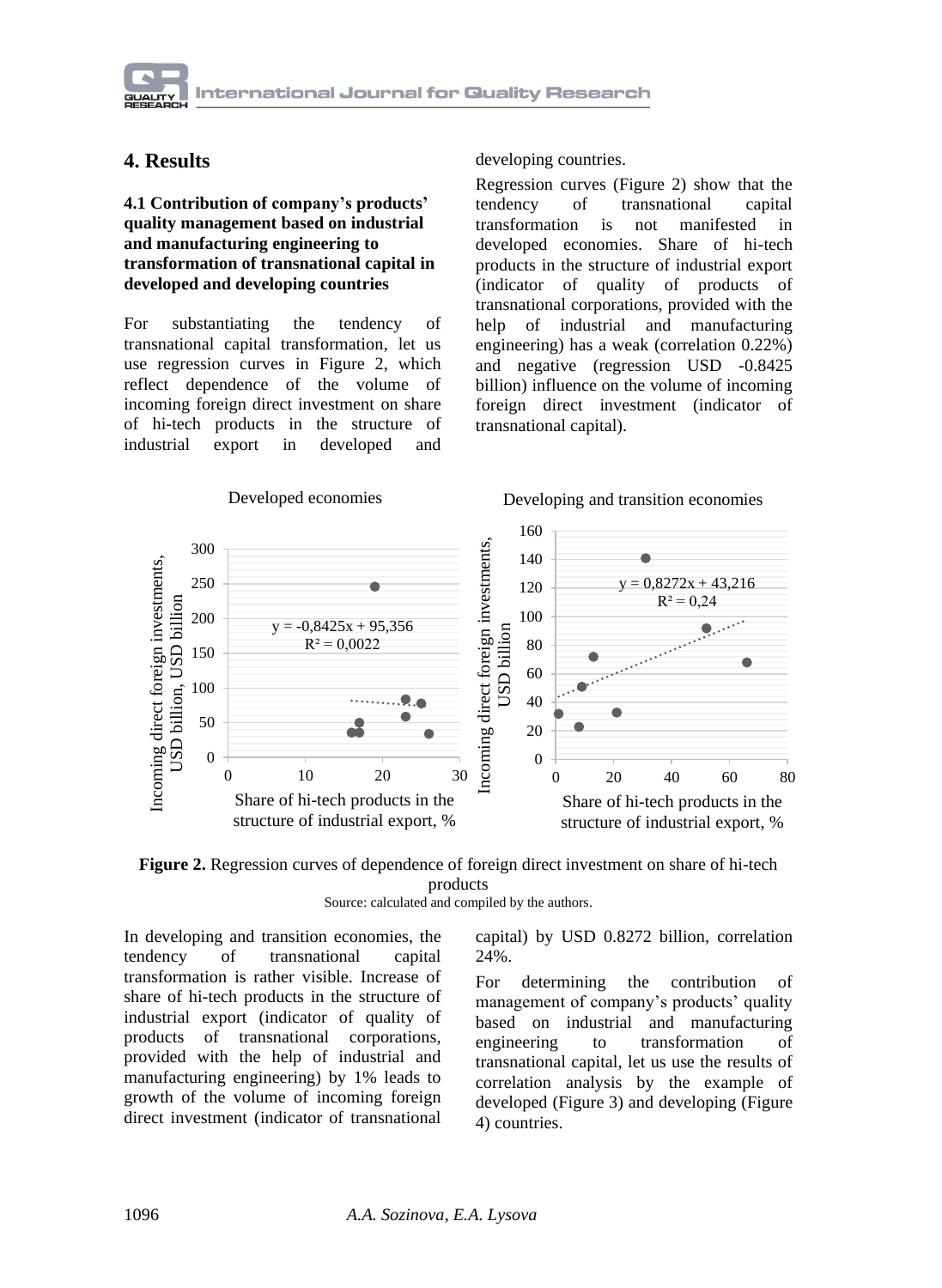## 4. Results

### 4.1 Contribution of company's products' quality management based on industrial and manufacturing engineering to transformation of transnational capital in developed and developing countries

For substantiating the tendency of transnational capital transformation, let us use regression curves in Figure 2, which reflect dependence of the volume of incoming foreign direct investment on share of hi-tech products in the structure of industrial export in developed and developing countries.

Regression curves (Figure 2) show that the tendency of transnational capital transformation is not manifested in developed economies. Share of hi-tech products in the structure of industrial export (indicator of quality of products of transnational corporations, provided with the help of industrial and manufacturing engineering) has a weak (correlation 0.22%) and negative (regression USD -0.8425 billion) influence on the volume of incoming foreign direct investment (indicator of transnational capital).

**Figure 2.** Regression curves of dependence of foreign direct investment on share of hi-tech products

Source: calculated and compiled by the authors.

In developing and transition economies, the tendency of transnational capital transformation is rather visible. Increase of share of hi-tech products in the structure of industrial export (indicator of quality of products of transnational corporations, provided with the help of industrial and manufacturing engineering) by 1% leads to growth of the volume of incoming foreign direct investment (indicator of transnational capital) by USD 0.8272 billion, correlation 24%.

For determining the contribution of management of company's products' quality based on industrial and manufacturing engineering to transformation of transnational capital, let us use the results of correlation analysis by the example of developed (Figure 3) and developing (Figure 4) countries.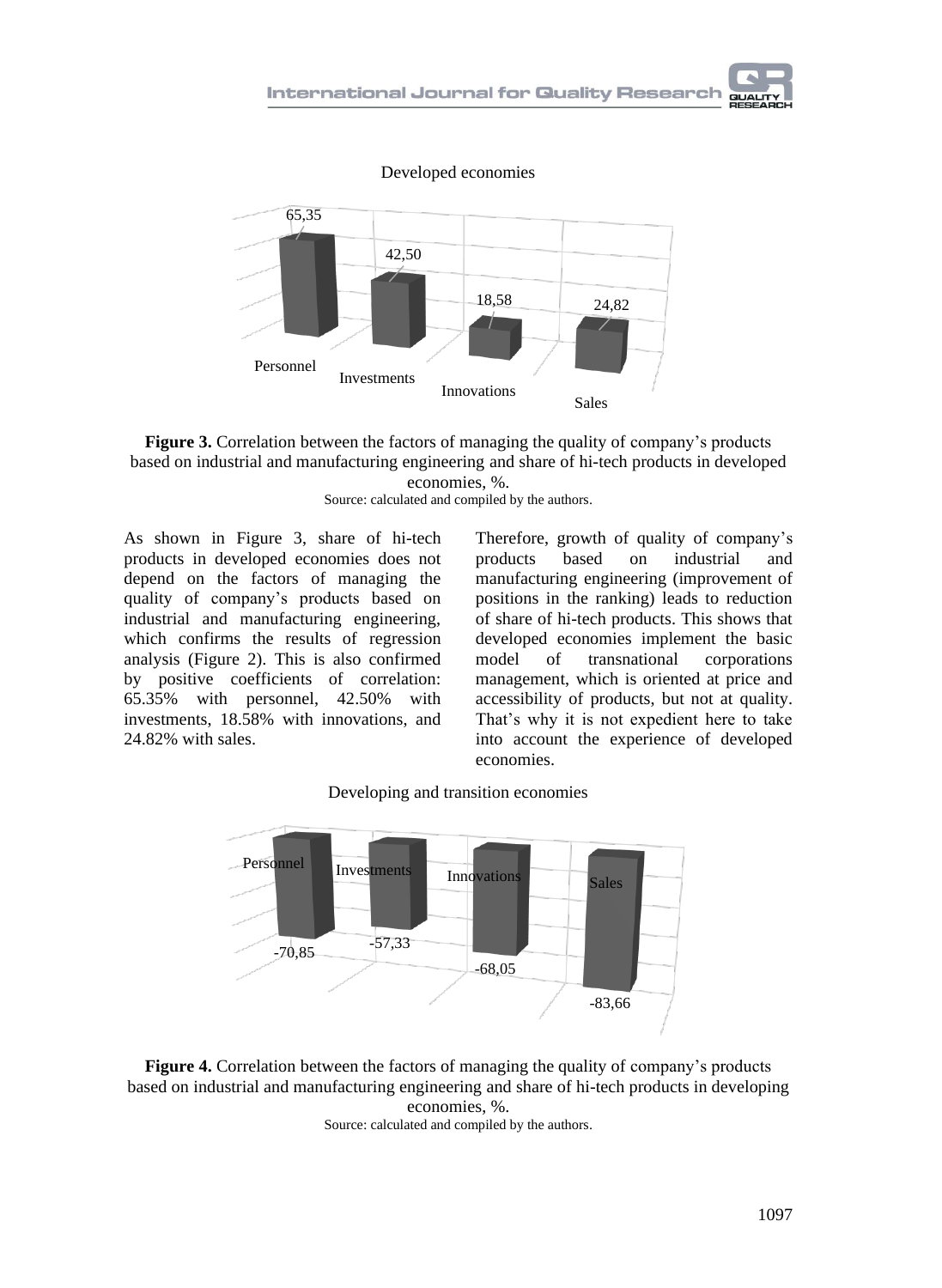Developed economies

| Personnel | Investments | Innovations | Sales |
|---|---|---|---|
| 65,35 | 42,50 | 18,58 | 24,82 |

**Figure 3.** Correlation between the factors of managing the quality of company's products based on industrial and manufacturing engineering and share of hi-tech products in developed economies, %.
Source: calculated and compiled by the authors.

As shown in Figure 3, share of hi-tech products in developed economies does not depend on the factors of managing the quality of company's products based on industrial and manufacturing engineering, which confirms the results of regression analysis (Figure 2). This is also confirmed by positive coefficients of correlation: 65.35% with personnel, 42.50% with investments, 18.58% with innovations, and 24.82% with sales.

Therefore, growth of quality of company's products based on industrial and manufacturing engineering (improvement of positions in the ranking) leads to reduction of share of hi-tech products. This shows that developed economies implement the basic model of transnational corporations management, which is oriented at price and accessibility of products, but not at quality. That's why it is not expedient here to take into account the experience of developed economies.

Developing and transition economies

| Personnel | Investments | Innovations | Sales |
|---|---|---|---|
| -70,85 | -57,33 | -68,05 | -83,66 |

**Figure 4.** Correlation between the factors of managing the quality of company's products based on industrial and manufacturing engineering and share of hi-tech products in developing economies, %.
Source: calculated and compiled by the authors.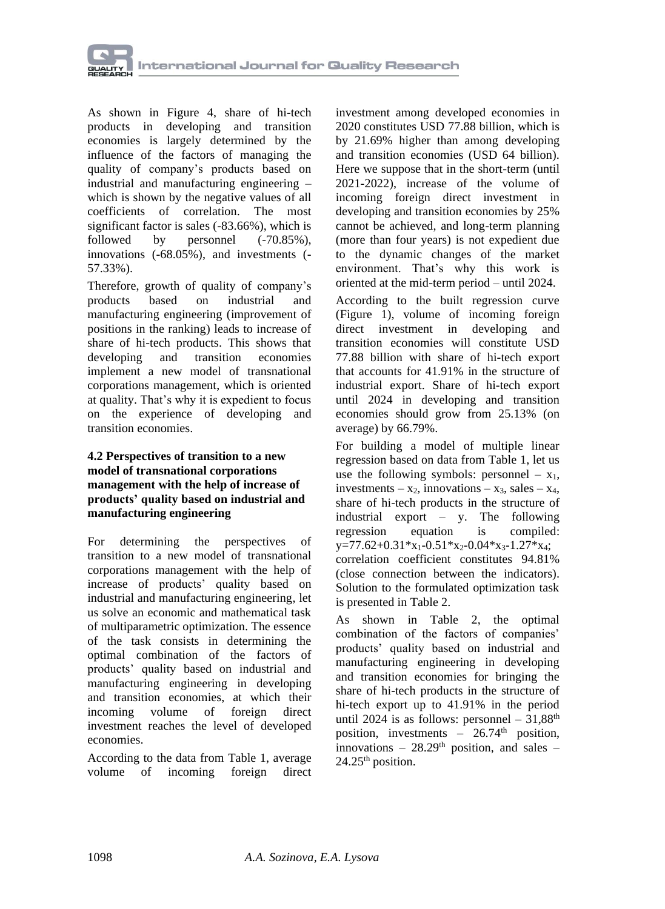As shown in Figure 4, share of hi-tech products in developing and transition economies is largely determined by the influence of the factors of managing the quality of company's products based on industrial and manufacturing engineering – which is shown by the negative values of all coefficients of correlation. The most significant factor is sales (-83.66%), which is followed by personnel (-70.85%), innovations (-68.05%), and investments (-57.33%).

Therefore, growth of quality of company's products based on industrial and manufacturing engineering (improvement of positions in the ranking) leads to increase of share of hi-tech products. This shows that developing and transition economies implement a new model of transnational corporations management, which is oriented at quality. That's why it is expedient to focus on the experience of developing and transition economies.

### 4.2 Perspectives of transition to a new model of transnational corporations management with the help of increase of products' quality based on industrial and manufacturing engineering

For determining the perspectives of transition to a new model of transnational corporations management with the help of increase of products' quality based on industrial and manufacturing engineering, let us solve an economic and mathematical task of multiparametric optimization. The essence of the task consists in determining the optimal combination of the factors of products' quality based on industrial and manufacturing engineering in developing and transition economies, at which their incoming volume of foreign direct investment reaches the level of developed economies.

According to the data from Table 1, average volume of incoming foreign direct investment among developed economies in 2020 constitutes USD 77.88 billion, which is by 21.69% higher than among developing and transition economies (USD 64 billion). Here we suppose that in the short-term (until 2021-2022), increase of the volume of incoming foreign direct investment in developing and transition economies by 25% cannot be achieved, and long-term planning (more than four years) is not expedient due to the dynamic changes of the market environment. That's why this work is oriented at the mid-term period – until 2024.

According to the built regression curve (Figure 1), volume of incoming foreign direct investment in developing and transition economies will constitute USD 77.88 billion with share of hi-tech export that accounts for 41.91% in the structure of industrial export. Share of hi-tech export until 2024 in developing and transition economies should grow from 25.13% (on average) by 66.79%.

For building a model of multiple linear regression based on data from Table 1, let us use the following symbols: personnel – $x_1$, investments – $x_2$, innovations – $x_3$, sales – $x_4$, share of hi-tech products in the structure of industrial export – y. The following regression equation is compiled: $y=77.62+0.31*x_1-0.51*x_2-0.04*x_3-1.27*x_4$; correlation coefficient constitutes 94.81% (close connection between the indicators). Solution to the formulated optimization task is presented in Table 2.

As shown in Table 2, the optimal combination of the factors of companies' products' quality based on industrial and manufacturing engineering in developing and transition economies for bringing the share of hi-tech products in the structure of hi-tech export up to 41.91% in the period until 2024 is as follows: personnel – 31,88th position, investments – 26.74th position, innovations – 28.29th position, and sales – 24.25th position.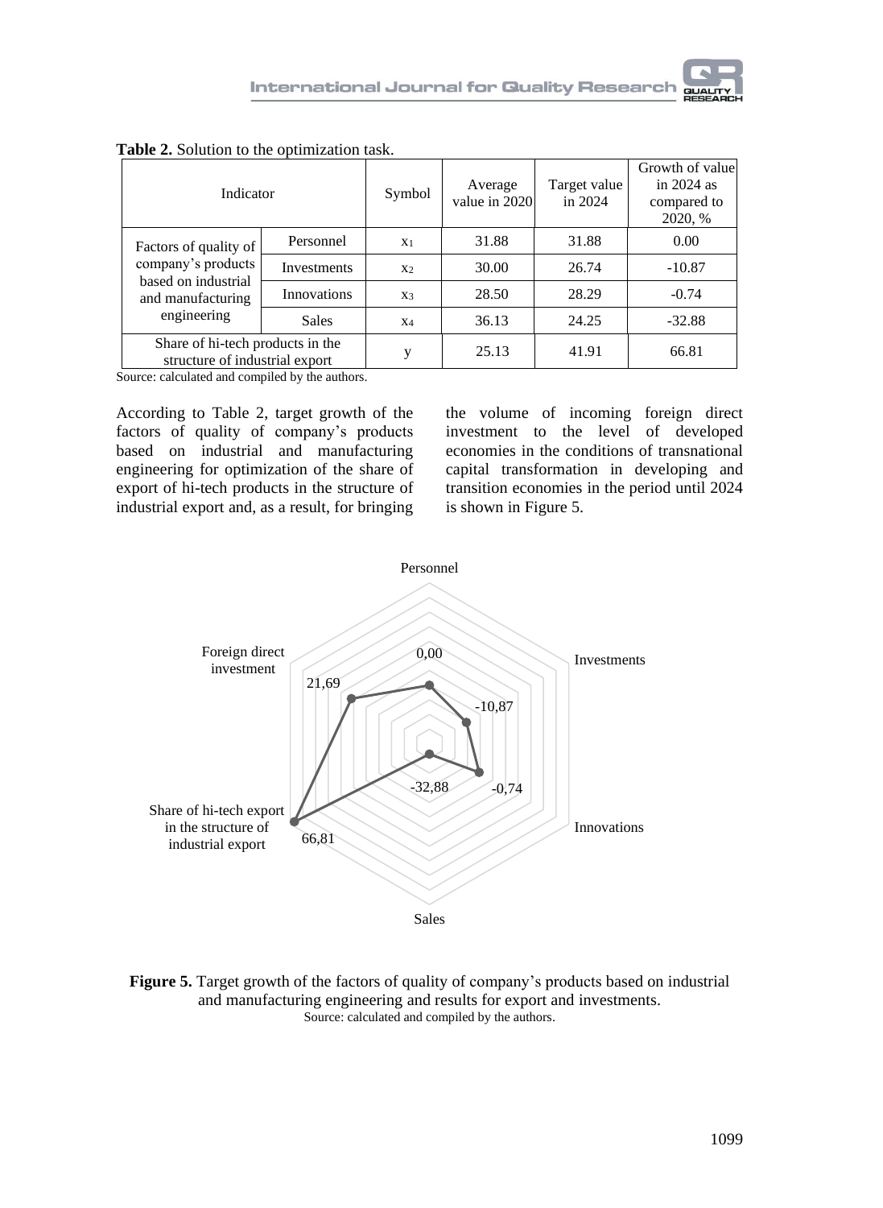**Table 2.** Solution to the optimization task.

| Indicator | | Symbol | Average value in 2020 | Target value in 2024 | Growth of value in 2024 as compared to 2020, % |
|---|---|---|---|---|---|
| Factors of quality of company's products based on industrial and manufacturing engineering | Personnel | $x_1$ | 31.88 | 31.88 | 0.00 |
| | Investments | $x_2$ | 30.00 | 26.74 | -10.87 |
| | Innovations | $x_3$ | 28.50 | 28.29 | -0.74 |
| | Sales | $x_4$ | 36.13 | 24.25 | -32.88 |
| Share of hi-tech products in the structure of industrial export | | $y$ | 25.13 | 41.91 | 66.81 |

Source: calculated and compiled by the authors.

According to Table 2, target growth of the factors of quality of company's products based on industrial and manufacturing engineering for optimization of the share of export of hi-tech products in the structure of industrial export and, as a result, for bringing the volume of incoming foreign direct investment to the level of developed economies in the conditions of transnational capital transformation in developing and transition economies in the period until 2024 is shown in Figure 5.

**Figure 5.** Target growth of the factors of quality of company's products based on industrial and manufacturing engineering and results for export and investments.
Source: calculated and compiled by the authors.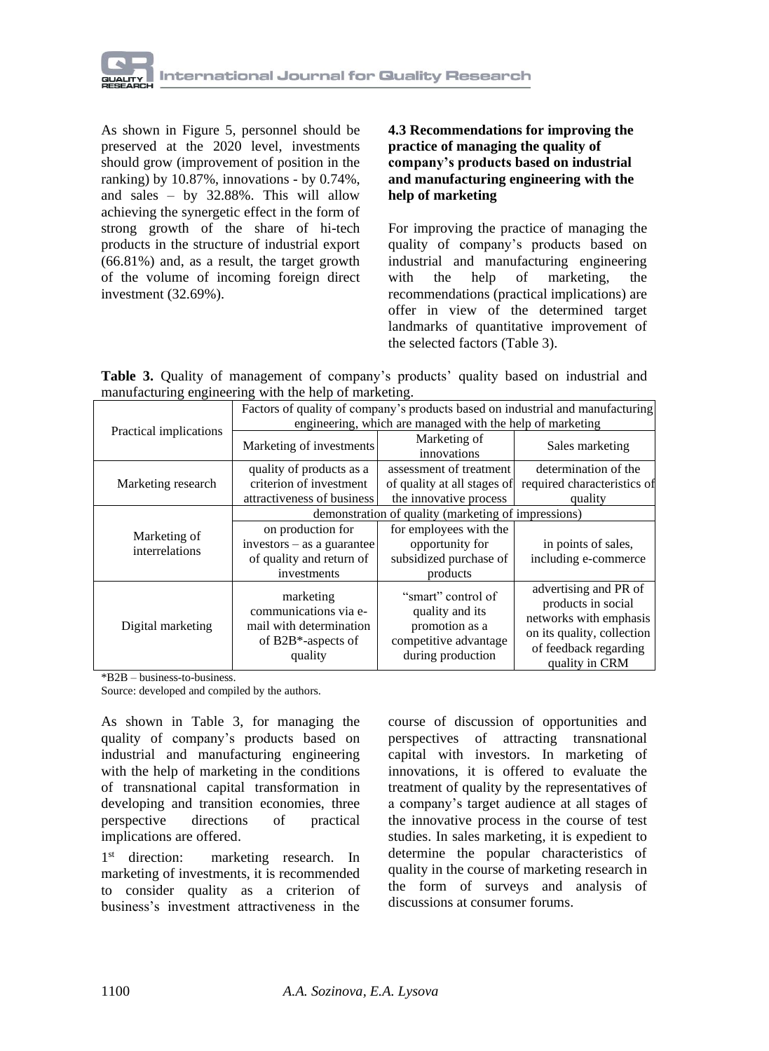As shown in Figure 5, personnel should be preserved at the 2020 level, investments should grow (improvement of position in the ranking) by 10.87%, innovations - by 0.74%, and sales – by 32.88%. This will allow achieving the synergetic effect in the form of strong growth of the share of hi-tech products in the structure of industrial export (66.81%) and, as a result, the target growth of the volume of incoming foreign direct investment (32.69%).

### 4.3 Recommendations for improving the practice of managing the quality of company's products based on industrial and manufacturing engineering with the help of marketing

For improving the practice of managing the quality of company's products based on industrial and manufacturing engineering with the help of marketing, the recommendations (practical implications) are offer in view of the determined target landmarks of quantitative improvement of the selected factors (Table 3).

**Table 3.** Quality of management of company's products' quality based on industrial and manufacturing engineering with the help of marketing.

| Practical implications | Factors of quality of company's products based on industrial and manufacturing engineering, which are managed with the help of marketing | | |
|---|---|---|---|
| | Marketing of investments | Marketing of innovations | Sales marketing |
| Marketing research | quality of products as a criterion of investment attractiveness of business | assessment of treatment of quality at all stages of the innovative process | determination of the required characteristics of quality |
| Marketing of interrelations | demonstration of quality (marketing of impressions) | | |
| | on production for investors – as a guarantee of quality and return of investments | for employees with the opportunity for subsidized purchase of products | in points of sales, including e-commerce |
| Digital marketing | marketing communications via e-mail with determination of B2B*-aspects of quality | "smart" control of quality and its promotion as a competitive advantage during production | advertising and PR of products in social networks with emphasis on its quality, collection of feedback regarding quality in CRM |

*B2B – business-to-business.

Source: developed and compiled by the authors.

As shown in Table 3, for managing the quality of company's products based on industrial and manufacturing engineering with the help of marketing in the conditions of transnational capital transformation in developing and transition economies, three perspective directions of practical implications are offered.

1st direction: marketing research. In marketing of investments, it is recommended to consider quality as a criterion of business's investment attractiveness in the course of discussion of opportunities and perspectives of attracting transnational capital with investors. In marketing of innovations, it is offered to evaluate the treatment of quality by the representatives of a company's target audience at all stages of the innovative process in the course of test studies. In sales marketing, it is expedient to determine the popular characteristics of quality in the course of marketing research in the form of surveys and analysis of discussions at consumer forums.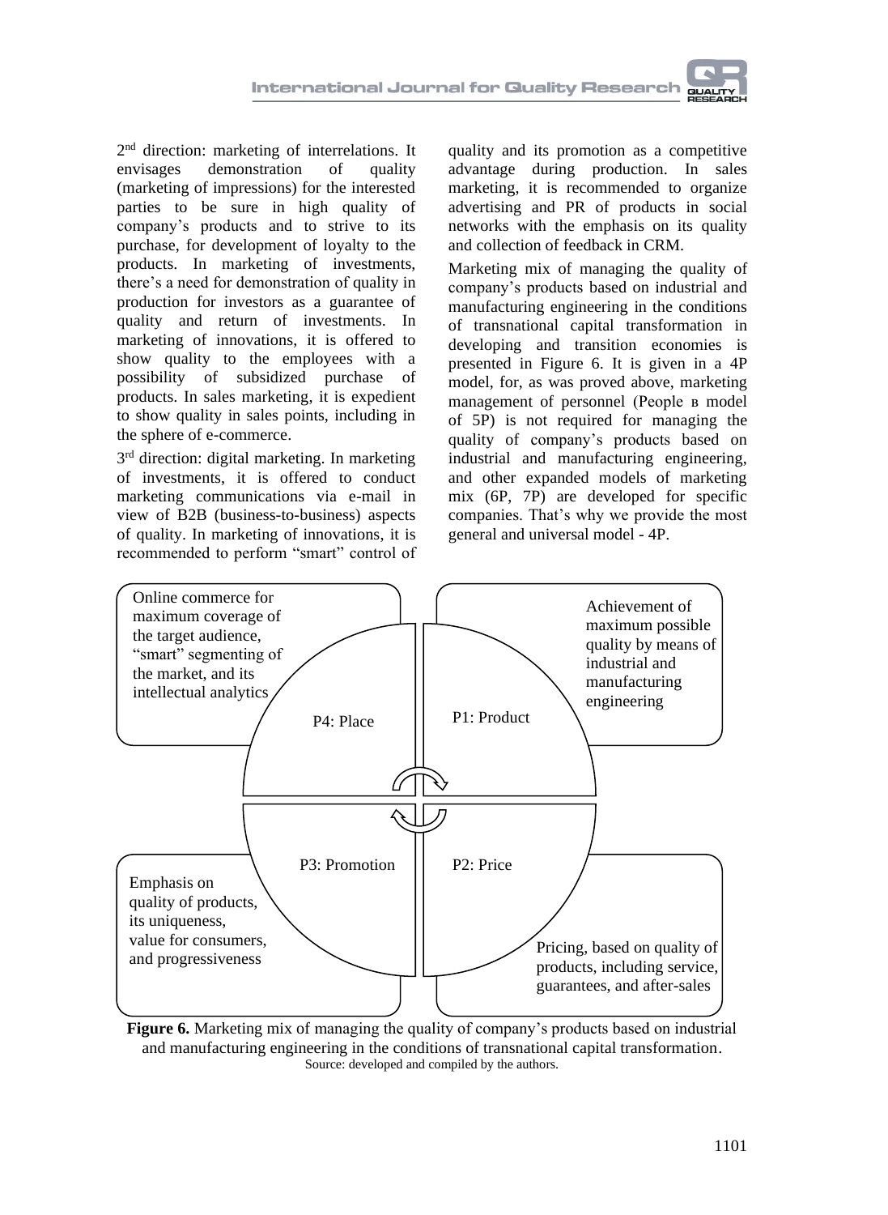2nd direction: marketing of interrelations. It envisages demonstration of quality (marketing of impressions) for the interested parties to be sure in high quality of company's products and to strive to its purchase, for development of loyalty to the products. In marketing of investments, there's a need for demonstration of quality in production for investors as a guarantee of quality and return of investments. In marketing of innovations, it is offered to show quality to the employees with a possibility of subsidized purchase of products. In sales marketing, it is expedient to show quality in sales points, including in the sphere of e-commerce.

3rd direction: digital marketing. In marketing of investments, it is offered to conduct marketing communications via e-mail in view of B2B (business-to-business) aspects of quality. In marketing of innovations, it is recommended to perform "smart" control of quality and its promotion as a competitive advantage during production. In sales marketing, it is recommended to organize advertising and PR of products in social networks with the emphasis on its quality and collection of feedback in CRM.

Marketing mix of managing the quality of company's products based on industrial and manufacturing engineering in the conditions of transnational capital transformation in developing and transition economies is presented in Figure 6. It is given in a 4P model, for, as was proved above, marketing management of personnel (People в model of 5P) is not required for managing the quality of company's products based on industrial and manufacturing engineering, and other expanded models of marketing mix (6P, 7P) are developed for specific companies. That's why we provide the most general and universal model - 4P.

P4: Place — Online commerce for maximum coverage of the target audience, "smart" segmenting of the market, and its intellectual analytics

P1: Product — Achievement of maximum possible quality by means of industrial and manufacturing engineering

P3: Promotion — Emphasis on quality of products, its uniqueness, value for consumers, and progressiveness

P2: Price — Pricing, based on quality of products, including service, guarantees, and after-sales

**Figure 6.** Marketing mix of managing the quality of company's products based on industrial and manufacturing engineering in the conditions of transnational capital transformation.
Source: developed and compiled by the authors.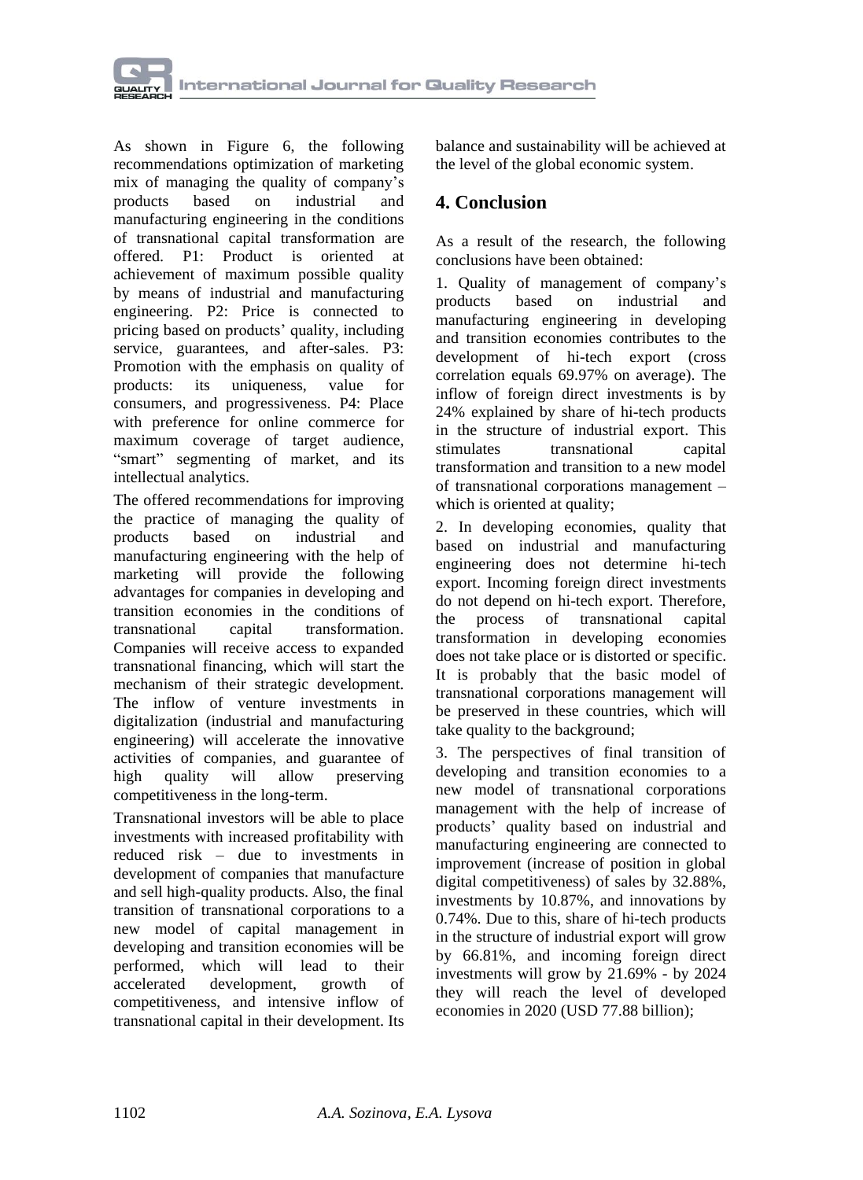As shown in Figure 6, the following recommendations optimization of marketing mix of managing the quality of company's products based on industrial and manufacturing engineering in the conditions of transnational capital transformation are offered. P1: Product is oriented at achievement of maximum possible quality by means of industrial and manufacturing engineering. P2: Price is connected to pricing based on products' quality, including service, guarantees, and after-sales. P3: Promotion with the emphasis on quality of products: its uniqueness, value for consumers, and progressiveness. P4: Place with preference for online commerce for maximum coverage of target audience, "smart" segmenting of market, and its intellectual analytics.

The offered recommendations for improving the practice of managing the quality of products based on industrial and manufacturing engineering with the help of marketing will provide the following advantages for companies in developing and transition economies in the conditions of transnational capital transformation. Companies will receive access to expanded transnational financing, which will start the mechanism of their strategic development. The inflow of venture investments in digitalization (industrial and manufacturing engineering) will accelerate the innovative activities of companies, and guarantee of high quality will allow preserving competitiveness in the long-term.

Transnational investors will be able to place investments with increased profitability with reduced risk – due to investments in development of companies that manufacture and sell high-quality products. Also, the final transition of transnational corporations to a new model of capital management in developing and transition economies will be performed, which will lead to their accelerated development, growth of competitiveness, and intensive inflow of transnational capital in their development. Its balance and sustainability will be achieved at the level of the global economic system.

## 4. Conclusion

As a result of the research, the following conclusions have been obtained:

1. Quality of management of company's products based on industrial and manufacturing engineering in developing and transition economies contributes to the development of hi-tech export (cross correlation equals 69.97% on average). The inflow of foreign direct investments is by 24% explained by share of hi-tech products in the structure of industrial export. This stimulates transnational capital transformation and transition to a new model of transnational corporations management – which is oriented at quality;

2. In developing economies, quality that based on industrial and manufacturing engineering does not determine hi-tech export. Incoming foreign direct investments do not depend on hi-tech export. Therefore, the process of transnational capital transformation in developing economies does not take place or is distorted or specific. It is probably that the basic model of transnational corporations management will be preserved in these countries, which will take quality to the background;

3. The perspectives of final transition of developing and transition economies to a new model of transnational corporations management with the help of increase of products' quality based on industrial and manufacturing engineering are connected to improvement (increase of position in global digital competitiveness) of sales by 32.88%, investments by 10.87%, and innovations by 0.74%. Due to this, share of hi-tech products in the structure of industrial export will grow by 66.81%, and incoming foreign direct investments will grow by 21.69% - by 2024 they will reach the level of developed economies in 2020 (USD 77.88 billion);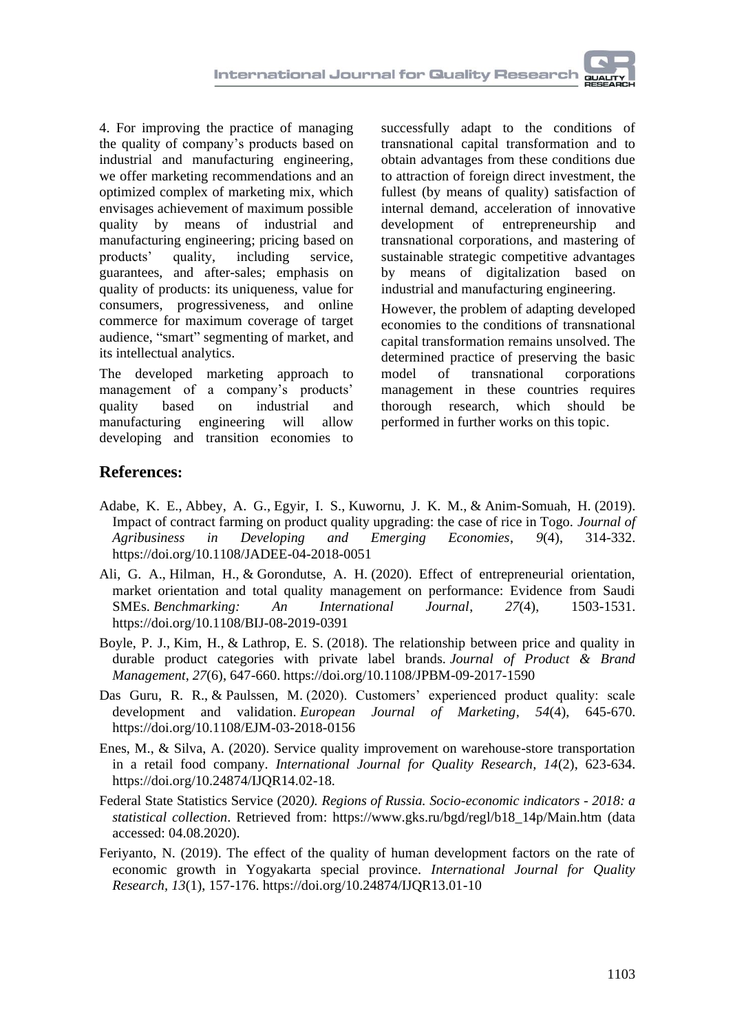4. For improving the practice of managing the quality of company's products based on industrial and manufacturing engineering, we offer marketing recommendations and an optimized complex of marketing mix, which envisages achievement of maximum possible quality by means of industrial and manufacturing engineering; pricing based on products' quality, including service, guarantees, and after-sales; emphasis on quality of products: its uniqueness, value for consumers, progressiveness, and online commerce for maximum coverage of target audience, "smart" segmenting of market, and its intellectual analytics.

The developed marketing approach to management of a company's products' quality based on industrial and manufacturing engineering will allow developing and transition economies to successfully adapt to the conditions of transnational capital transformation and to obtain advantages from these conditions due to attraction of foreign direct investment, the fullest (by means of quality) satisfaction of internal demand, acceleration of innovative development of entrepreneurship and transnational corporations, and mastering of sustainable strategic competitive advantages by means of digitalization based on industrial and manufacturing engineering.

However, the problem of adapting developed economies to the conditions of transnational capital transformation remains unsolved. The determined practice of preserving the basic model of transnational corporations management in these countries requires thorough research, which should be performed in further works on this topic.

## References:

Adabe, K. E., Abbey, A. G., Egyir, I. S., Kuwornu, J. K. M., & Anim-Somuah, H. (2019). Impact of contract farming on product quality upgrading: the case of rice in Togo. *Journal of Agribusiness in Developing and Emerging Economies*, *9*(4), 314-332. https://doi.org/10.1108/JADEE-04-2018-0051

Ali, G. A., Hilman, H., & Gorondutse, A. H. (2020). Effect of entrepreneurial orientation, market orientation and total quality management on performance: Evidence from Saudi SMEs. *Benchmarking: An International Journal*, *27*(4), 1503-1531. https://doi.org/10.1108/BIJ-08-2019-0391

Boyle, P. J., Kim, H., & Lathrop, E. S. (2018). The relationship between price and quality in durable product categories with private label brands. *Journal of Product & Brand Management*, *27*(6), 647-660. https://doi.org/10.1108/JPBM-09-2017-1590

Das Guru, R. R., & Paulssen, M. (2020). Customers' experienced product quality: scale development and validation. *European Journal of Marketing*, *54*(4), 645-670. https://doi.org/10.1108/EJM-03-2018-0156

Enes, M., & Silva, A. (2020). Service quality improvement on warehouse-store transportation in a retail food company. *International Journal for Quality Research, 14*(2), 623-634. https://doi.org/10.24874/IJQR14.02-18.

Federal State Statistics Service (2020*). Regions of Russia. Socio-economic indicators - 2018: a statistical collection*. Retrieved from: https://www.gks.ru/bgd/regl/b18_14p/Main.htm (data accessed: 04.08.2020).

Feriyanto, N. (2019). The effect of the quality of human development factors on the rate of economic growth in Yogyakarta special province. *International Journal for Quality Research, 13*(1), 157-176. https://doi.org/10.24874/IJQR13.01-10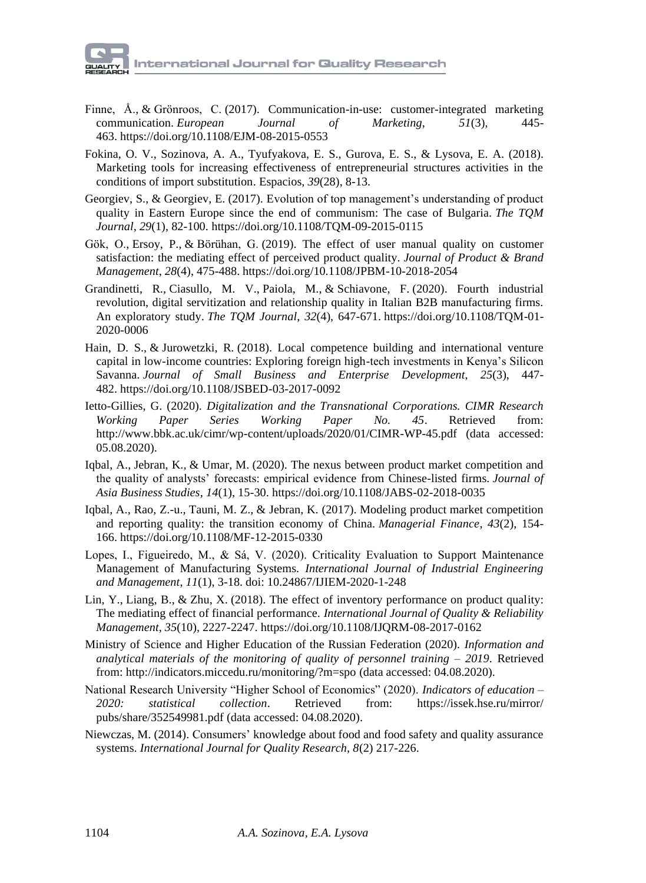Finne, Å., & Grönroos, C. (2017). Communication-in-use: customer-integrated marketing communication. *European Journal of Marketing*, *51*(3), 445-463. https://doi.org/10.1108/EJM-08-2015-0553

Fokina, O. V., Sozinova, A. A., Tyufyakova, E. S., Gurova, E. S., & Lysova, E. A. (2018). Marketing tools for increasing effectiveness of entrepreneurial structures activities in the conditions of import substitution. Espacios, *39*(28), 8-13.

Georgiev, S., & Georgiev, E. (2017). Evolution of top management's understanding of product quality in Eastern Europe since the end of communism: The case of Bulgaria. *The TQM Journal*, *29*(1), 82-100. https://doi.org/10.1108/TQM-09-2015-0115

Gök, O., Ersoy, P., & Börühan, G. (2019). The effect of user manual quality on customer satisfaction: the mediating effect of perceived product quality. *Journal of Product & Brand Management*, *28*(4), 475-488. https://doi.org/10.1108/JPBM-10-2018-2054

Grandinetti, R., Ciasullo, M. V., Paiola, M., & Schiavone, F. (2020). Fourth industrial revolution, digital servitization and relationship quality in Italian B2B manufacturing firms. An exploratory study. *The TQM Journal*, *32*(4), 647-671. https://doi.org/10.1108/TQM-01-2020-0006

Hain, D. S., & Jurowetzki, R. (2018). Local competence building and international venture capital in low-income countries: Exploring foreign high-tech investments in Kenya's Silicon Savanna. *Journal of Small Business and Enterprise Development*, *25*(3), 447-482. https://doi.org/10.1108/JSBED-03-2017-0092

Ietto-Gillies, G. (2020). *Digitalization and the Transnational Corporations. CIMR Research Working Paper Series Working Paper No. 45*. Retrieved from: http://www.bbk.ac.uk/cimr/wp-content/uploads/2020/01/CIMR-WP-45.pdf (data accessed: 05.08.2020).

Iqbal, A., Jebran, K., & Umar, M. (2020). The nexus between product market competition and the quality of analysts' forecasts: empirical evidence from Chinese-listed firms. *Journal of Asia Business Studies*, *14*(1), 15-30. https://doi.org/10.1108/JABS-02-2018-0035

Iqbal, A., Rao, Z.-u., Tauni, M. Z., & Jebran, K. (2017). Modeling product market competition and reporting quality: the transition economy of China. *Managerial Finance*, *43*(2), 154-166. https://doi.org/10.1108/MF-12-2015-0330

Lopes, I., Figueiredo, M., & Sá, V. (2020). Criticality Evaluation to Support Maintenance Management of Manufacturing Systems. *International Journal of Industrial Engineering and Management*, *11*(1), 3-18. doi: 10.24867/IJIEM-2020-1-248

Lin, Y., Liang, B., & Zhu, X. (2018). The effect of inventory performance on product quality: The mediating effect of financial performance. *International Journal of Quality & Reliability Management*, *35*(10), 2227-2247. https://doi.org/10.1108/IJQRM-08-2017-0162

Ministry of Science and Higher Education of the Russian Federation (2020). *Information and analytical materials of the monitoring of quality of personnel training – 2019*. Retrieved from: http://indicators.miccedu.ru/monitoring/?m=spo (data accessed: 04.08.2020).

National Research University "Higher School of Economics" (2020). *Indicators of education – 2020: statistical collection*. Retrieved from: https://issek.hse.ru/mirror/pubs/share/352549981.pdf (data accessed: 04.08.2020).

Niewczas, M. (2014). Consumers' knowledge about food and food safety and quality assurance systems. *International Journal for Quality Research*, *8*(2) 217-226.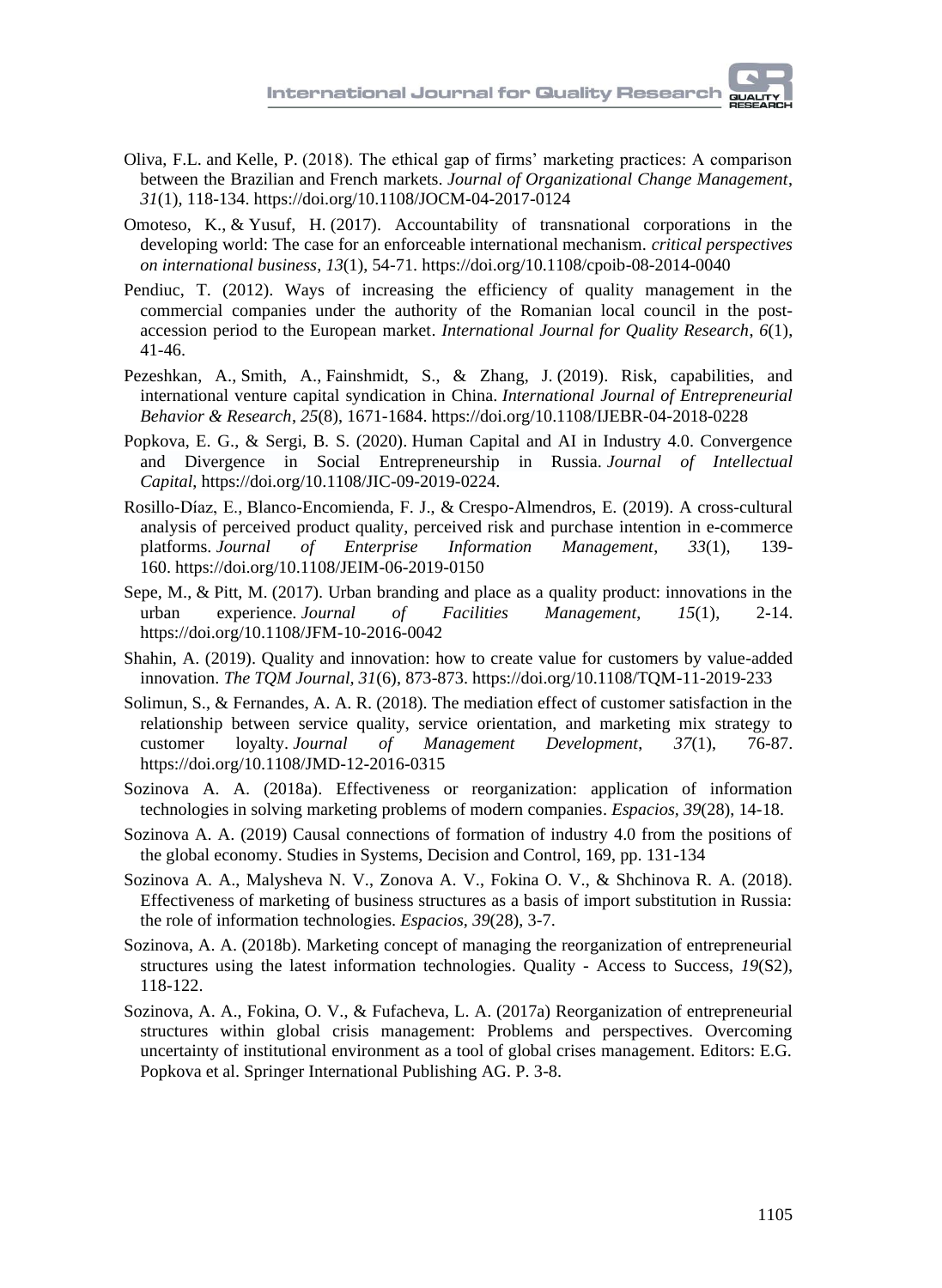Oliva, F.L. and Kelle, P. (2018). The ethical gap of firms' marketing practices: A comparison between the Brazilian and French markets. *Journal of Organizational Change Management*, *31*(1), 118-134. https://doi.org/10.1108/JOCM-04-2017-0124

Omoteso, K., & Yusuf, H. (2017). Accountability of transnational corporations in the developing world: The case for an enforceable international mechanism. *critical perspectives on international business*, *13*(1), 54-71. https://doi.org/10.1108/cpoib-08-2014-0040

Pendiuc, T. (2012). Ways of increasing the efficiency of quality management in the commercial companies under the authority of the Romanian local council in the post-accession period to the European market. *International Journal for Quality Research*, *6*(1), 41-46.

Pezeshkan, A., Smith, A., Fainshmidt, S., & Zhang, J. (2019). Risk, capabilities, and international venture capital syndication in China. *International Journal of Entrepreneurial Behavior & Research*, *25*(8), 1671-1684. https://doi.org/10.1108/IJEBR-04-2018-0228

Popkova, E. G., & Sergi, B. S. (2020). Human Capital and AI in Industry 4.0. Convergence and Divergence in Social Entrepreneurship in Russia. *Journal of Intellectual Capital*, https://doi.org/10.1108/JIC-09-2019-0224.

Rosillo-Díaz, E., Blanco-Encomienda, F. J., & Crespo-Almendros, E. (2019). A cross-cultural analysis of perceived product quality, perceived risk and purchase intention in e-commerce platforms. *Journal of Enterprise Information Management*, *33*(1), 139-160. https://doi.org/10.1108/JEIM-06-2019-0150

Sepe, M., & Pitt, M. (2017). Urban branding and place as a quality product: innovations in the urban experience. *Journal of Facilities Management*, *15*(1), 2-14. https://doi.org/10.1108/JFM-10-2016-0042

Shahin, A. (2019). Quality and innovation: how to create value for customers by value-added innovation. *The TQM Journal*, *31*(6), 873-873. https://doi.org/10.1108/TQM-11-2019-233

Solimun, S., & Fernandes, A. A. R. (2018). The mediation effect of customer satisfaction in the relationship between service quality, service orientation, and marketing mix strategy to customer loyalty. *Journal of Management Development*, *37*(1), 76-87. https://doi.org/10.1108/JMD-12-2016-0315

Sozinova A. A. (2018a). Effectiveness or reorganization: application of information technologies in solving marketing problems of modern companies. *Espacios*, *39*(28), 14-18.

Sozinova A. A. (2019) Causal connections of formation of industry 4.0 from the positions of the global economy. Studies in Systems, Decision and Control, 169, pp. 131-134

Sozinova A. A., Malysheva N. V., Zonova A. V., Fokina O. V., & Shchinova R. A. (2018). Effectiveness of marketing of business structures as a basis of import substitution in Russia: the role of information technologies. *Espacios*, *39*(28), 3-7.

Sozinova, A. A. (2018b). Marketing concept of managing the reorganization of entrepreneurial structures using the latest information technologies. Quality - Access to Success, *19*(S2), 118-122.

Sozinova, A. A., Fokina, O. V., & Fufacheva, L. A. (2017a) Reorganization of entrepreneurial structures within global crisis management: Problems and perspectives. Overcoming uncertainty of institutional environment as a tool of global crises management. Editors: E.G. Popkova et al. Springer International Publishing AG. P. 3-8.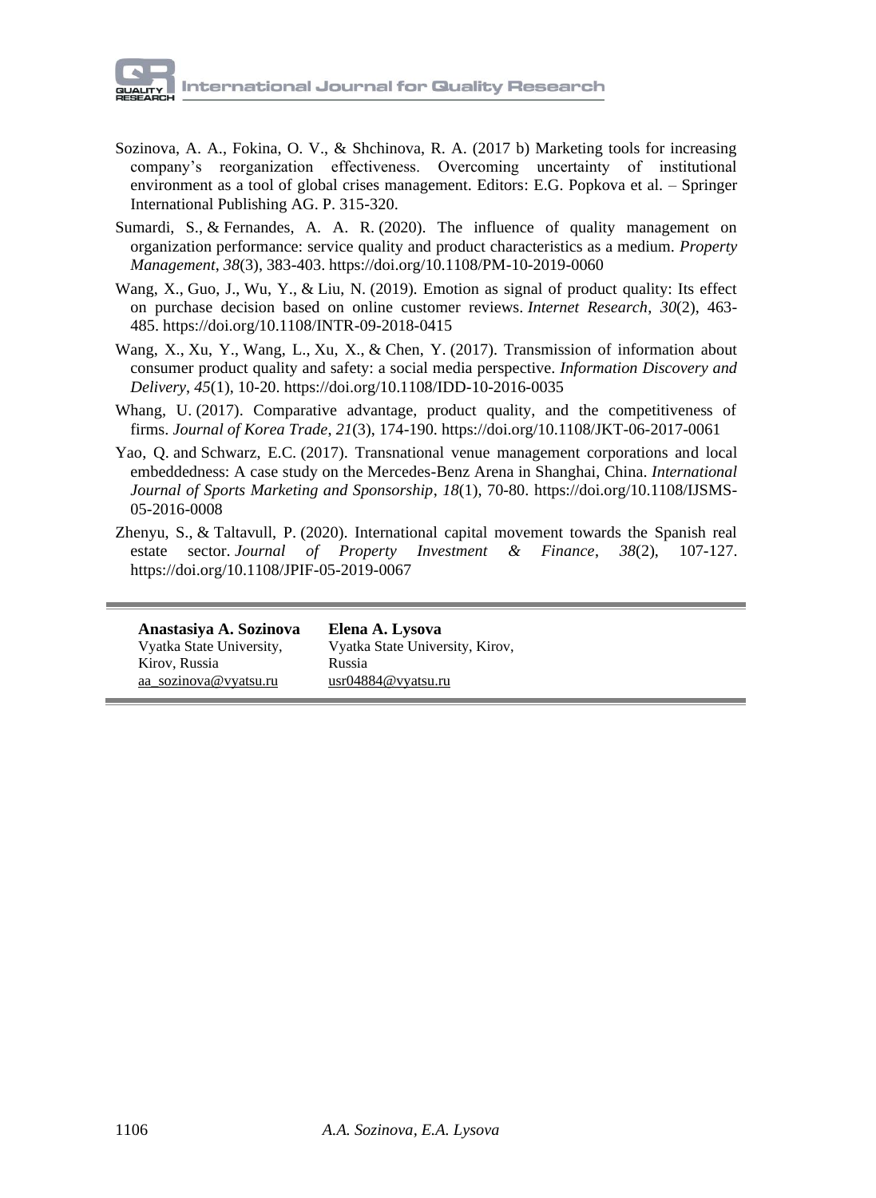Sozinova, A. A., Fokina, O. V., & Shchinova, R. A. (2017 b) Marketing tools for increasing company's reorganization effectiveness. Overcoming uncertainty of institutional environment as a tool of global crises management. Editors: E.G. Popkova et al. – Springer International Publishing AG. P. 315-320.

Sumardi, S., & Fernandes, A. A. R. (2020). The influence of quality management on organization performance: service quality and product characteristics as a medium. *Property Management*, *38*(3), 383-403. https://doi.org/10.1108/PM-10-2019-0060

Wang, X., Guo, J., Wu, Y., & Liu, N. (2019). Emotion as signal of product quality: Its effect on purchase decision based on online customer reviews. *Internet Research*, *30*(2), 463-485. https://doi.org/10.1108/INTR-09-2018-0415

Wang, X., Xu, Y., Wang, L., Xu, X., & Chen, Y. (2017). Transmission of information about consumer product quality and safety: a social media perspective. *Information Discovery and Delivery*, *45*(1), 10-20. https://doi.org/10.1108/IDD-10-2016-0035

Whang, U. (2017). Comparative advantage, product quality, and the competitiveness of firms. *Journal of Korea Trade*, *21*(3), 174-190. https://doi.org/10.1108/JKT-06-2017-0061

Yao, Q. and Schwarz, E.C. (2017). Transnational venue management corporations and local embeddedness: A case study on the Mercedes-Benz Arena in Shanghai, China. *International Journal of Sports Marketing and Sponsorship*, *18*(1), 70-80. https://doi.org/10.1108/IJSMS-05-2016-0008

Zhenyu, S., & Taltavull, P. (2020). International capital movement towards the Spanish real estate sector. *Journal of Property Investment & Finance*, *38*(2), 107-127. https://doi.org/10.1108/JPIF-05-2019-0067

---

**Anastasiya A. Sozinova**
Vyatka State University,
Kirov, Russia
aa_sozinova@vyatsu.ru

**Elena A. Lysova**
Vyatka State University, Kirov,
Russia
usr04884@vyatsu.ru